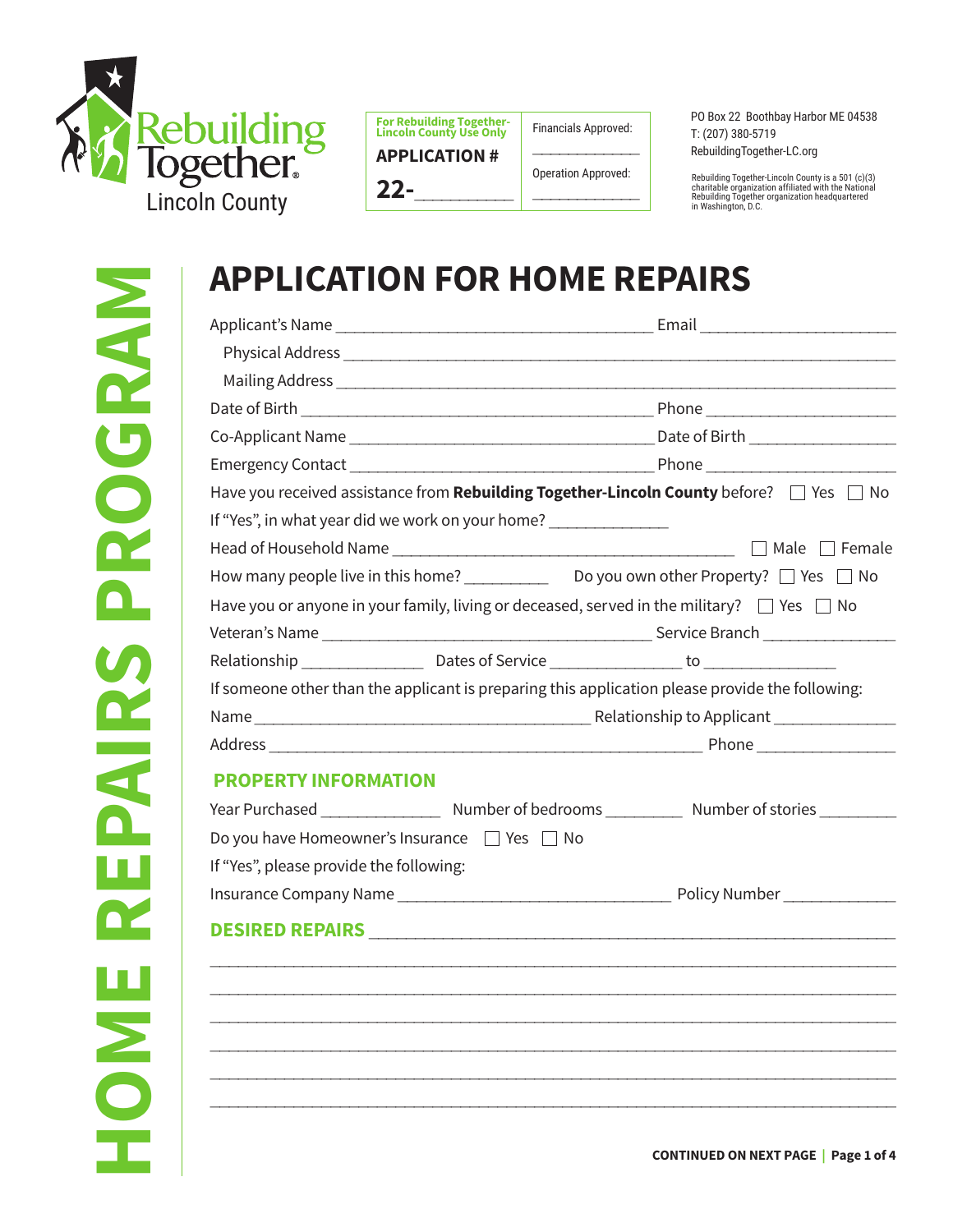Rebuilding Together
Lincoln County

| For Rebuilding Together-Lincoln County Use Only | |
|---|---|
| APPLICATION # | Financials Approved: ____________ |
| 22-__________ | Operation Approved: ____________ |

PO Box 22 Boothbay Harbor ME 04538
T: (207) 380-5719
RebuildingTogether-LC.org

Rebuilding Together-Lincoln County is a 501 (c)(3) charitable organization affiliated with the National Rebuilding Together organization headquartered in Washington, D.C.

HOME REPAIRS PROGRAM

# APPLICATION FOR HOME REPAIRS

Applicant's Name ____________________________________ Email ______________________

Physical Address ______________________________________________________________

Mailing Address _______________________________________________________________

Date of Birth ________________________________________ Phone ______________________

Co-Applicant Name ___________________________________ Date of Birth ________________

Emergency Contact ___________________________________ Phone ______________________

Have you received assistance from **Rebuilding Together-Lincoln County** before? ☐ Yes ☐ No

If "Yes", in what year did we work on your home? ______________

Head of Household Name ______________________________________ ☐ Male ☐ Female

How many people live in this home? __________ Do you own other Property? ☐ Yes ☐ No

Have you or anyone in your family, living or deceased, served in the military? ☐ Yes ☐ No

Veteran's Name ______________________________________ Service Branch _______________

Relationship ______________ Dates of Service _______________ to _______________

If someone other than the applicant is preparing this application please provide the following:

Name _______________________________________ Relationship to Applicant ______________

Address __________________________________________________ Phone _______________

## PROPERTY INFORMATION

Year Purchased ______________ Number of bedrooms _________ Number of stories _________

Do you have Homeowner's Insurance ☐ Yes ☐ No

If "Yes", please provide the following:

Insurance Company Name _________________________________ Policy Number _____________

## DESIRED REPAIRS

______________________________________________________________________________

______________________________________________________________________________

______________________________________________________________________________

______________________________________________________________________________

______________________________________________________________________________

______________________________________________________________________________

______________________________________________________________________________

**CONTINUED ON NEXT PAGE**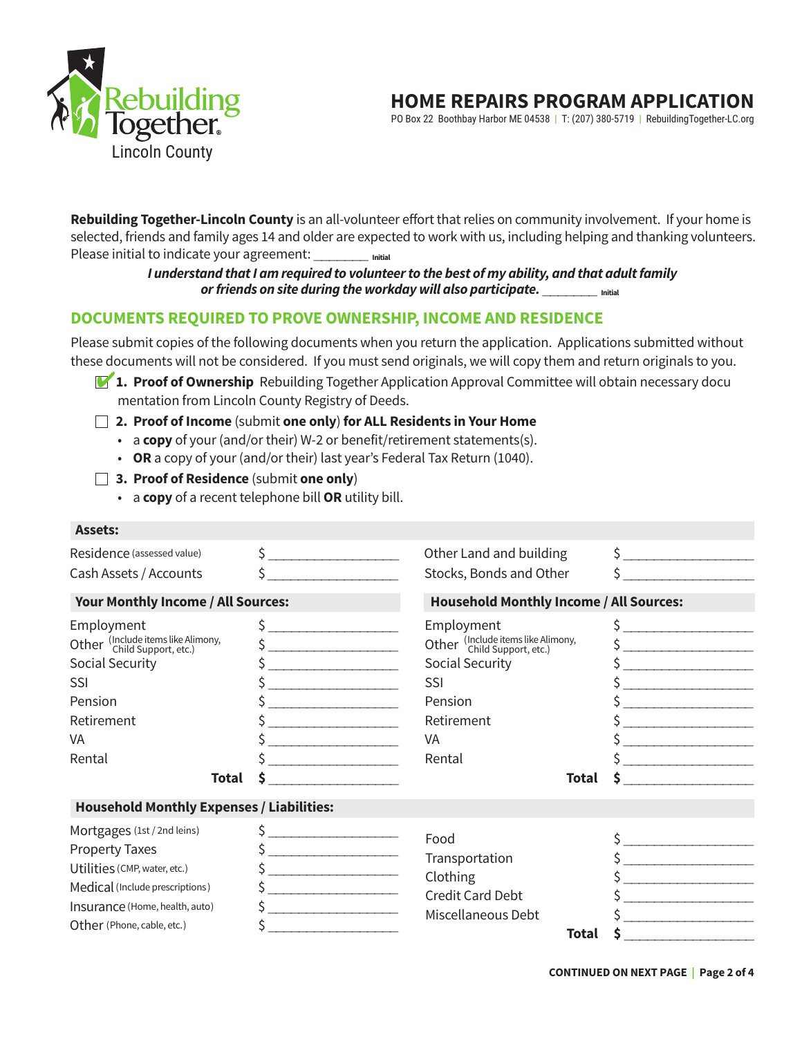# HOME REPAIRS PROGRAM APPLICATION

PO Box 22 Boothbay Harbor ME 04538 | T: (207) 380-5719 | RebuildingTogether-LC.org

Rebuilding Together Lincoln County

**Rebuilding Together-Lincoln County** is an all-volunteer effort that relies on community involvement. If your home is selected, friends and family ages 14 and older are expected to work with us, including helping and thanking volunteers. Please initial to indicate your agreement: ________ Initial

***I understand that I am required to volunteer to the best of my ability, and that adult family or friends on site during the workday will also participate.*** ________ Initial

## DOCUMENTS REQUIRED TO PROVE OWNERSHIP, INCOME AND RESIDENCE

Please submit copies of the following documents when you return the application. Applications submitted without these documents will not be considered. If you must send originals, we will copy them and return originals to you.

- [x] **1. Proof of Ownership** Rebuilding Together Application Approval Committee will obtain necessary docu mentation from Lincoln County Registry of Deeds.
- [ ] **2. Proof of Income** (submit **one only**) **for ALL Residents in Your Home**
  - a **copy** of your (and/or their) W-2 or benefit/retirement statements(s).
  - **OR** a copy of your (and/or their) last year's Federal Tax Return (1040).
- [ ] **3. Proof of Residence** (submit **one only**)
  - a **copy** of a recent telephone bill **OR** utility bill.

**Assets:**

| | | | |
|---|---|---|---|
| Residence (assessed value) | $ __________ | Other Land and building | $ __________ |
| Cash Assets / Accounts | $ __________ | Stocks, Bonds and Other | $ __________ |

| **Your Monthly Income / All Sources:** | | **Household Monthly Income / All Sources:** | |
|---|---|---|---|
| Employment | $ __________ | Employment | $ __________ |
| Other (Include items like Alimony, Child Support, etc.) | $ __________ | Other (Include items like Alimony, Child Support, etc.) | $ __________ |
| Social Security | $ __________ | Social Security | $ __________ |
| SSI | $ __________ | SSI | $ __________ |
| Pension | $ __________ | Pension | $ __________ |
| Retirement | $ __________ | Retirement | $ __________ |
| VA | $ __________ | VA | $ __________ |
| Rental | $ __________ | Rental | $ __________ |
| **Total** | **$** __________ | **Total** | **$** __________ |

**Household Monthly Expenses / Liabilities:**

| | | | |
|---|---|---|---|
| Mortgages (1st / 2nd leins) | $ __________ | Food | $ __________ |
| Property Taxes | $ __________ | Transportation | $ __________ |
| Utilities (CMP, water, etc.) | $ __________ | Clothing | $ __________ |
| Medical (Include prescriptions) | $ __________ | Credit Card Debt | $ __________ |
| Insurance (Home, health, auto) | $ __________ | Miscellaneous Debt | $ __________ |
| Other (Phone, cable, etc.) | $ __________ | **Total** | **$** __________ |

**CONTINUED ON NEXT PAGE**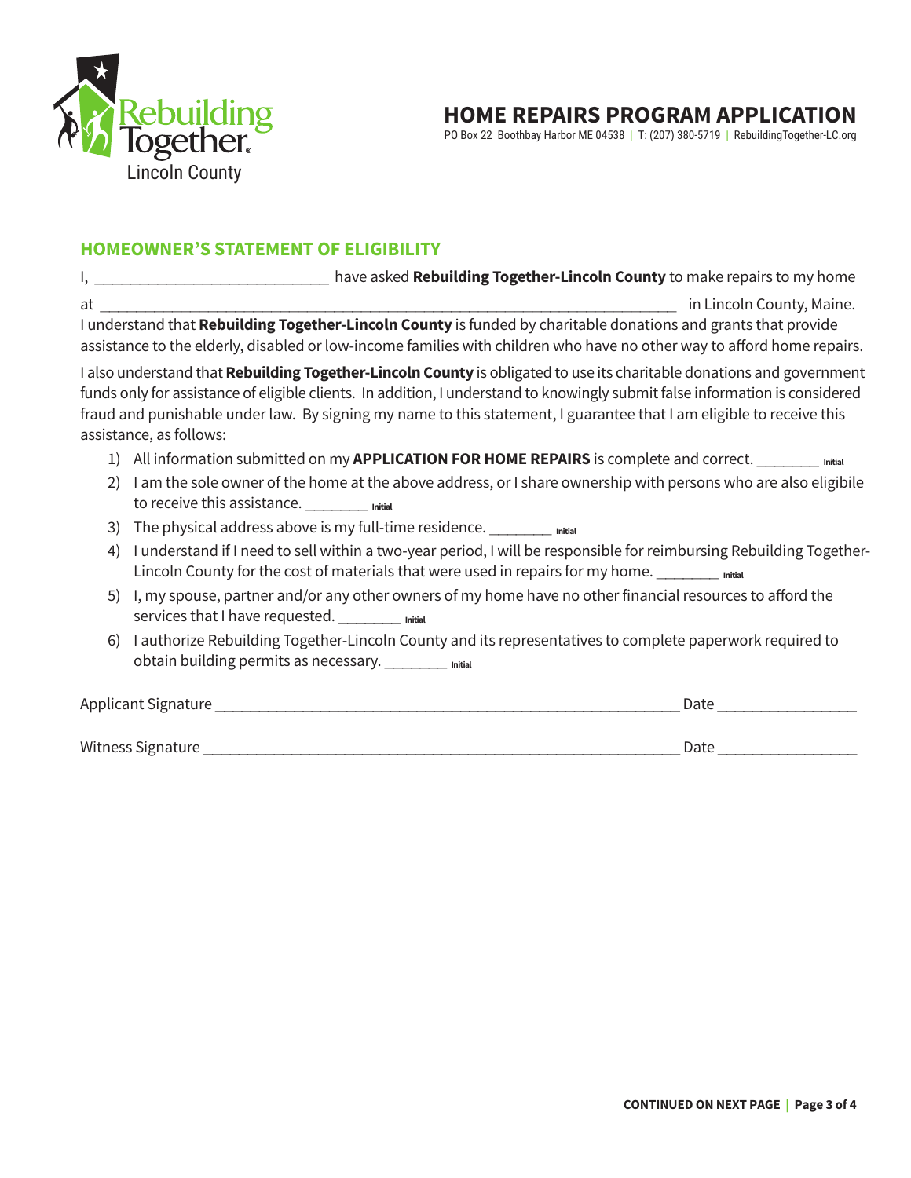Rebuilding Together
Lincoln County

# HOME REPAIRS PROGRAM APPLICATION

PO Box 22 Boothbay Harbor ME 04538 | T: (207) 380-5719 | RebuildingTogether-LC.org

## HOMEOWNER'S STATEMENT OF ELIGIBILITY

I, ______________________________ have asked **Rebuilding Together-Lincoln County** to make repairs to my home at ___________________________________________________________________________ in Lincoln County, Maine.
I understand that **Rebuilding Together-Lincoln County** is funded by charitable donations and grants that provide assistance to the elderly, disabled or low-income families with children who have no other way to afford home repairs.

I also understand that **Rebuilding Together-Lincoln County** is obligated to use its charitable donations and government funds only for assistance of eligible clients. In addition, I understand to knowingly submit false information is considered fraud and punishable under law. By signing my name to this statement, I guarantee that I am eligible to receive this assistance, as follows:

1) All information submitted on my **APPLICATION FOR HOME REPAIRS** is complete and correct. ________ Initial
2) I am the sole owner of the home at the above address, or I share ownership with persons who are also eligibile to receive this assistance. ________ Initial
3) The physical address above is my full-time residence. ________ Initial
4) I understand if I need to sell within a two-year period, I will be responsible for reimbursing Rebuilding Together-Lincoln County for the cost of materials that were used in repairs for my home. ________ Initial
5) I, my spouse, partner and/or any other owners of my home have no other financial resources to afford the services that I have requested. ________ Initial
6) I authorize Rebuilding Together-Lincoln County and its representatives to complete paperwork required to obtain building permits as necessary. ________ Initial

Applicant Signature ____________________________________________________________ Date _________________

Witness Signature _____________________________________________________________ Date _________________

**CONTINUED ON NEXT PAGE**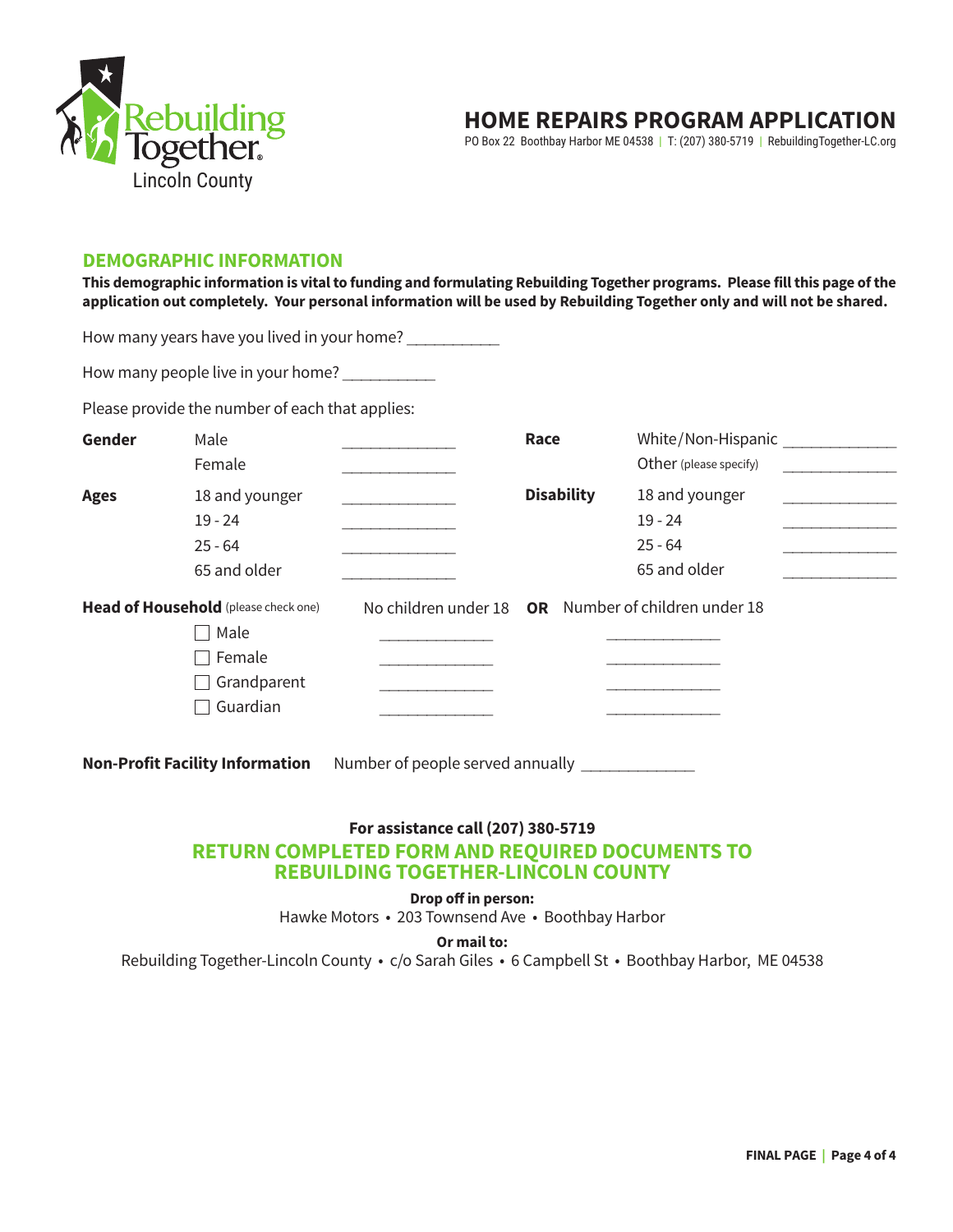Rebuilding Together
Lincoln County

# HOME REPAIRS PROGRAM APPLICATION

PO Box 22 Boothbay Harbor ME 04538 | T: (207) 380-5719 | RebuildingTogether-LC.org

## DEMOGRAPHIC INFORMATION

**This demographic information is vital to funding and formulating Rebuilding Together programs. Please fill this page of the application out completely. Your personal information will be used by Rebuilding Together only and will not be shared.**

How many years have you lived in your home? ___________

How many people live in your home? ___________

Please provide the number of each that applies:

| | | | | | |
|---|---|---|---|---|---|
| **Gender** | Male | _____________ | **Race** | White/Non-Hispanic | _____________ |
| | Female | _____________ | | Other (please specify) | _____________ |
| **Ages** | 18 and younger | _____________ | **Disability** | 18 and younger | _____________ |
| | 19 - 24 | _____________ | | 19 - 24 | _____________ |
| | 25 - 64 | _____________ | | 25 - 64 | _____________ |
| | 65 and older | _____________ | | 65 and older | _____________ |

| **Head of Household** (please check one) | No children under 18 | **OR** Number of children under 18 |
|---|---|---|
| ☐ Male | _____________ | _____________ |
| ☐ Female | _____________ | _____________ |
| ☐ Grandparent | _____________ | _____________ |
| ☐ Guardian | _____________ | _____________ |

**Non-Profit Facility Information** Number of people served annually _____________

**For assistance call (207) 380-5719**

**RETURN COMPLETED FORM AND REQUIRED DOCUMENTS TO REBUILDING TOGETHER-LINCOLN COUNTY**

**Drop off in person:**
Hawke Motors • 203 Townsend Ave • Boothbay Harbor

**Or mail to:**
Rebuilding Together-Lincoln County • c/o Sarah Giles • 6 Campbell St • Boothbay Harbor, ME 04538

**FINAL PAGE**